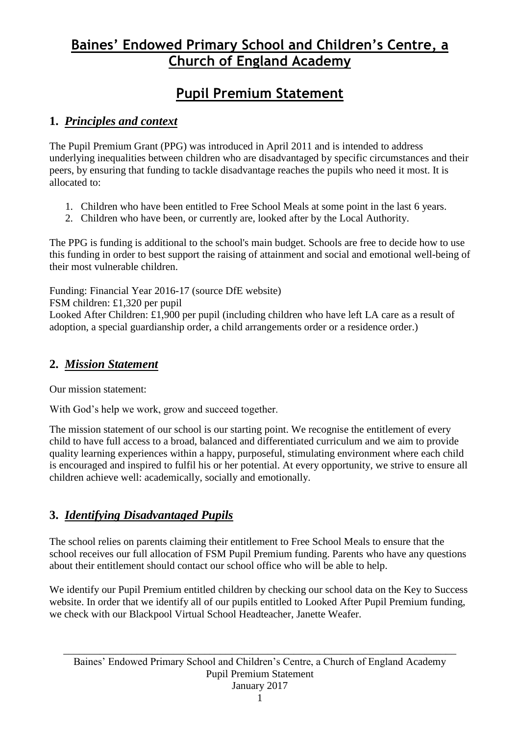# Baines' Endowed Primary School and Children's Centre, a Church of England Academy

# Pupil Premium Statement

## 1. *Principles and context*

The Pupil Premium Grant (PPG) was introduced in April 2011 and is intended to address underlying inequalities between children who are disadvantaged by specific circumstances and their peers, by ensuring that funding to tackle disadvantage reaches the pupils who need it most. It is allocated to:

1. Children who have been entitled to Free School Meals at some point in the last 6 years.
2. Children who have been, or currently are, looked after by the Local Authority.

The PPG is funding is additional to the school's main budget. Schools are free to decide how to use this funding in order to best support the raising of attainment and social and emotional well-being of their most vulnerable children.

Funding: Financial Year 2016-17 (source DfE website)
FSM children: £1,320 per pupil
Looked After Children: £1,900 per pupil (including children who have left LA care as a result of adoption, a special guardianship order, a child arrangements order or a residence order.)

## 2. *Mission Statement*

Our mission statement:

With God's help we work, grow and succeed together.

The mission statement of our school is our starting point. We recognise the entitlement of every child to have full access to a broad, balanced and differentiated curriculum and we aim to provide quality learning experiences within a happy, purposeful, stimulating environment where each child is encouraged and inspired to fulfil his or her potential. At every opportunity, we strive to ensure all children achieve well: academically, socially and emotionally.

## 3. *Identifying Disadvantaged Pupils*

The school relies on parents claiming their entitlement to Free School Meals to ensure that the school receives our full allocation of FSM Pupil Premium funding. Parents who have any questions about their entitlement should contact our school office who will be able to help.

We identify our Pupil Premium entitled children by checking our school data on the Key to Success website. In order that we identify all of our pupils entitled to Looked After Pupil Premium funding, we check with our Blackpool Virtual School Headteacher, Janette Weafer.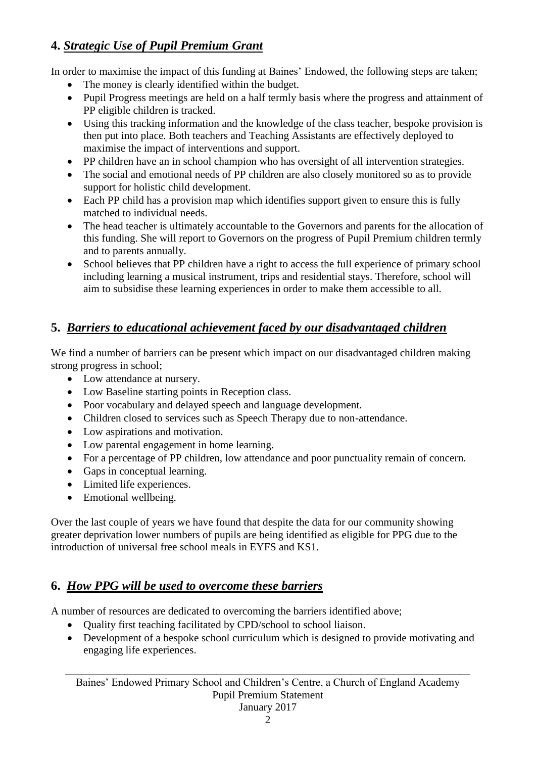## 4. *Strategic Use of Pupil Premium Grant*

In order to maximise the impact of this funding at Baines' Endowed, the following steps are taken;

- The money is clearly identified within the budget.
- Pupil Progress meetings are held on a half termly basis where the progress and attainment of PP eligible children is tracked.
- Using this tracking information and the knowledge of the class teacher, bespoke provision is then put into place. Both teachers and Teaching Assistants are effectively deployed to maximise the impact of interventions and support.
- PP children have an in school champion who has oversight of all intervention strategies.
- The social and emotional needs of PP children are also closely monitored so as to provide support for holistic child development.
- Each PP child has a provision map which identifies support given to ensure this is fully matched to individual needs.
- The head teacher is ultimately accountable to the Governors and parents for the allocation of this funding. She will report to Governors on the progress of Pupil Premium children termly and to parents annually.
- School believes that PP children have a right to access the full experience of primary school including learning a musical instrument, trips and residential stays. Therefore, school will aim to subsidise these learning experiences in order to make them accessible to all.

## 5. *Barriers to educational achievement faced by our disadvantaged children*

We find a number of barriers can be present which impact on our disadvantaged children making strong progress in school;

- Low attendance at nursery.
- Low Baseline starting points in Reception class.
- Poor vocabulary and delayed speech and language development.
- Children closed to services such as Speech Therapy due to non-attendance.
- Low aspirations and motivation.
- Low parental engagement in home learning.
- For a percentage of PP children, low attendance and poor punctuality remain of concern.
- Gaps in conceptual learning.
- Limited life experiences.
- Emotional wellbeing.

Over the last couple of years we have found that despite the data for our community showing greater deprivation lower numbers of pupils are being identified as eligible for PPG due to the introduction of universal free school meals in EYFS and KS1.

## 6. *How PPG will be used to overcome these barriers*

A number of resources are dedicated to overcoming the barriers identified above;

- Quality first teaching facilitated by CPD/school to school liaison.
- Development of a bespoke school curriculum which is designed to provide motivating and engaging life experiences.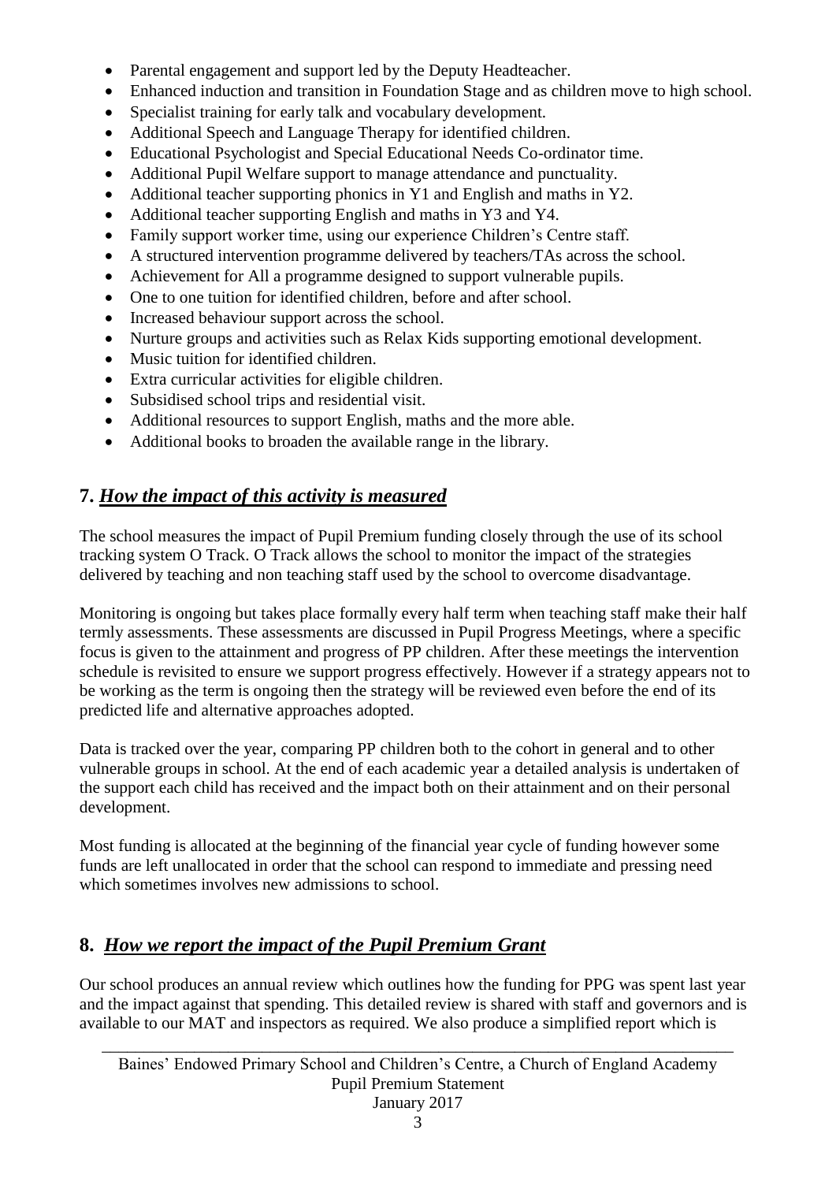- Parental engagement and support led by the Deputy Headteacher.
- Enhanced induction and transition in Foundation Stage and as children move to high school.
- Specialist training for early talk and vocabulary development.
- Additional Speech and Language Therapy for identified children.
- Educational Psychologist and Special Educational Needs Co-ordinator time.
- Additional Pupil Welfare support to manage attendance and punctuality.
- Additional teacher supporting phonics in Y1 and English and maths in Y2.
- Additional teacher supporting English and maths in Y3 and Y4.
- Family support worker time, using our experience Children's Centre staff.
- A structured intervention programme delivered by teachers/TAs across the school.
- Achievement for All a programme designed to support vulnerable pupils.
- One to one tuition for identified children, before and after school.
- Increased behaviour support across the school.
- Nurture groups and activities such as Relax Kids supporting emotional development.
- Music tuition for identified children.
- Extra curricular activities for eligible children.
- Subsidised school trips and residential visit.
- Additional resources to support English, maths and the more able.
- Additional books to broaden the available range in the library.

## 7. *How the impact of this activity is measured*

The school measures the impact of Pupil Premium funding closely through the use of its school tracking system O Track. O Track allows the school to monitor the impact of the strategies delivered by teaching and non teaching staff used by the school to overcome disadvantage.

Monitoring is ongoing but takes place formally every half term when teaching staff make their half termly assessments. These assessments are discussed in Pupil Progress Meetings, where a specific focus is given to the attainment and progress of PP children. After these meetings the intervention schedule is revisited to ensure we support progress effectively. However if a strategy appears not to be working as the term is ongoing then the strategy will be reviewed even before the end of its predicted life and alternative approaches adopted.

Data is tracked over the year, comparing PP children both to the cohort in general and to other vulnerable groups in school. At the end of each academic year a detailed analysis is undertaken of the support each child has received and the impact both on their attainment and on their personal development.

Most funding is allocated at the beginning of the financial year cycle of funding however some funds are left unallocated in order that the school can respond to immediate and pressing need which sometimes involves new admissions to school.

## 8. *How we report the impact of the Pupil Premium Grant*

Our school produces an annual review which outlines how the funding for PPG was spent last year and the impact against that spending. This detailed review is shared with staff and governors and is available to our MAT and inspectors as required. We also produce a simplified report which is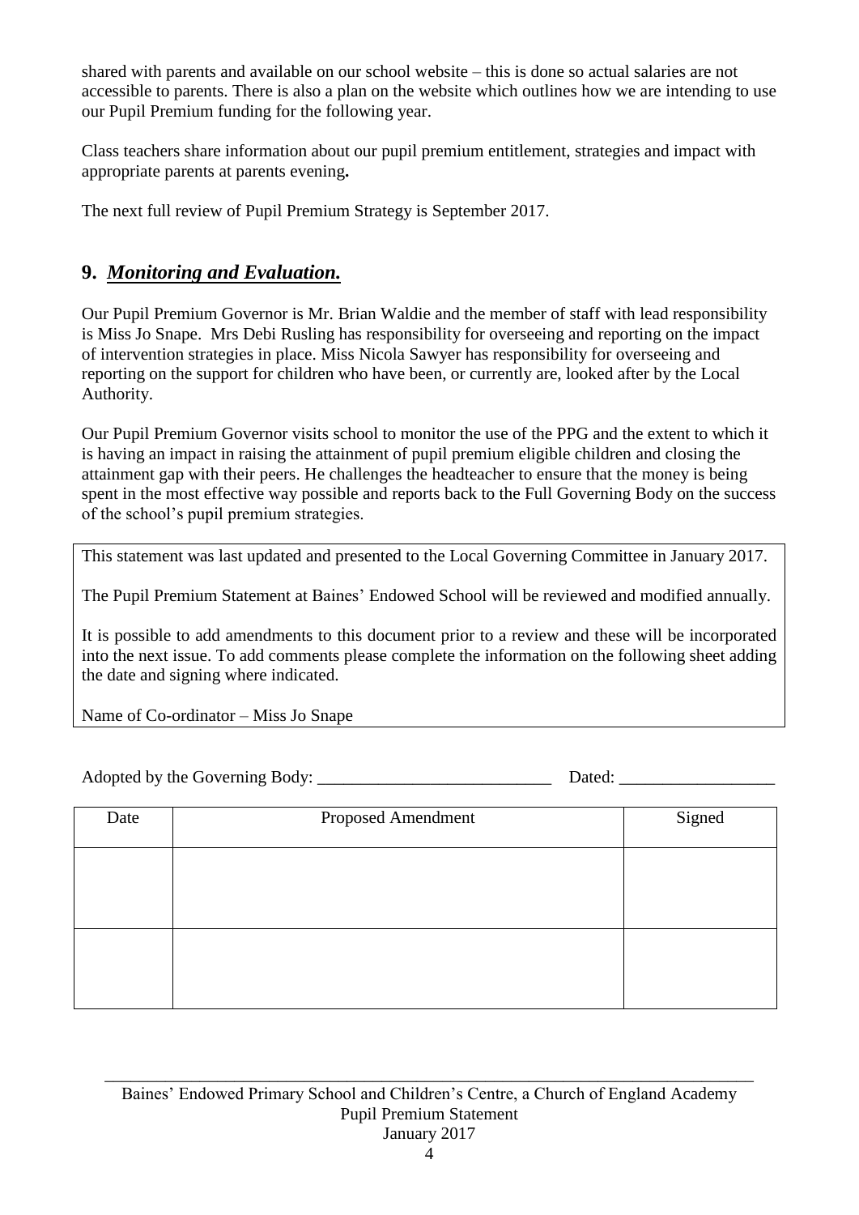shared with parents and available on our school website – this is done so actual salaries are not accessible to parents. There is also a plan on the website which outlines how we are intending to use our Pupil Premium funding for the following year.

Class teachers share information about our pupil premium entitlement, strategies and impact with appropriate parents at parents evening**.**

The next full review of Pupil Premium Strategy is September 2017.

## 9. ***Monitoring and Evaluation.***

Our Pupil Premium Governor is Mr. Brian Waldie and the member of staff with lead responsibility is Miss Jo Snape. Mrs Debi Rusling has responsibility for overseeing and reporting on the impact of intervention strategies in place. Miss Nicola Sawyer has responsibility for overseeing and reporting on the support for children who have been, or currently are, looked after by the Local Authority.

Our Pupil Premium Governor visits school to monitor the use of the PPG and the extent to which it is having an impact in raising the attainment of pupil premium eligible children and closing the attainment gap with their peers. He challenges the headteacher to ensure that the money is being spent in the most effective way possible and reports back to the Full Governing Body on the success of the school's pupil premium strategies.

This statement was last updated and presented to the Local Governing Committee in January 2017.

The Pupil Premium Statement at Baines' Endowed School will be reviewed and modified annually.

It is possible to add amendments to this document prior to a review and these will be incorporated into the next issue. To add comments please complete the information on the following sheet adding the date and signing where indicated.

Name of Co-ordinator – Miss Jo Snape

Adopted by the Governing Body: ___________________________ Dated: __________________

| Date | Proposed Amendment | Signed |
|---|---|---|
| | | |
| | | |

Baines' Endowed Primary School and Children's Centre, a Church of England Academy
Pupil Premium Statement
January 2017